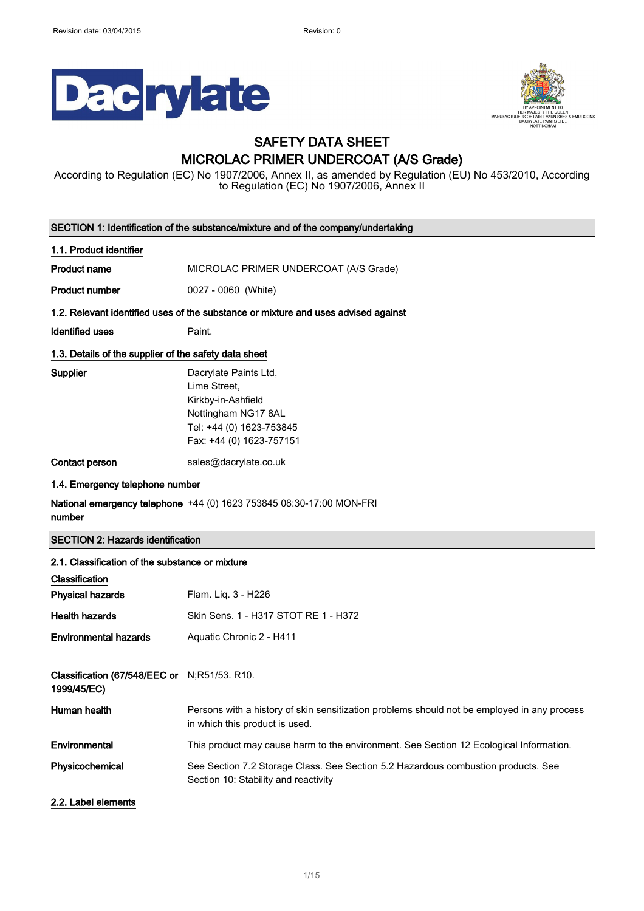# SAFETY DATA SHEET
# MICROLAC PRIMER UNDERCOAT (A/S Grade)

According to Regulation (EC) No 1907/2006, Annex II, as amended by Regulation (EU) No 453/2010, According to Regulation (EC) No 1907/2006, Annex II

## SECTION 1: Identification of the substance/mixture and of the company/undertaking

### 1.1. Product identifier

**Product name** MICROLAC PRIMER UNDERCOAT (A/S Grade)

**Product number** 0027 - 0060 (White)

### 1.2. Relevant identified uses of the substance or mixture and uses advised against

**Identified uses** Paint.

### 1.3. Details of the supplier of the safety data sheet

**Supplier**
Dacrylate Paints Ltd,
Lime Street,
Kirkby-in-Ashfield
Nottingham NG17 8AL
Tel: +44 (0) 1623-753845
Fax: +44 (0) 1623-757151

**Contact person** sales@dacrylate.co.uk

### 1.4. Emergency telephone number

**National emergency telephone number** +44 (0) 1623 753845 08:30-17:00 MON-FRI

## SECTION 2: Hazards identification

### 2.1. Classification of the substance or mixture

**Classification**

**Physical hazards** Flam. Liq. 3 - H226

**Health hazards** Skin Sens. 1 - H317 STOT RE 1 - H372

**Environmental hazards** Aquatic Chronic 2 - H411

**Classification (67/548/EEC or 1999/45/EC)** N;R51/53. R10.

**Human health** Persons with a history of skin sensitization problems should not be employed in any process in which this product is used.

**Environmental** This product may cause harm to the environment. See Section 12 Ecological Information.

**Physicochemical** See Section 7.2 Storage Class. See Section 5.2 Hazardous combustion products. See Section 10: Stability and reactivity

### 2.2. Label elements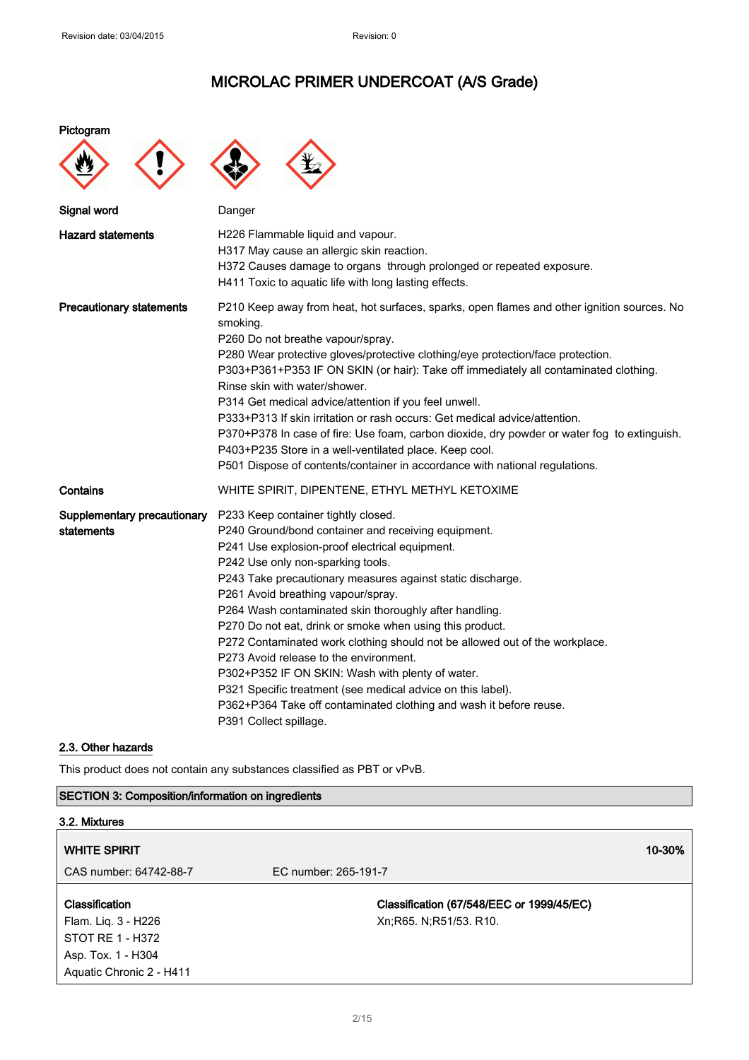# MICROLAC PRIMER UNDERCOAT (A/S Grade)

**Pictogram**

**Signal word**: Danger

**Hazard statements**

H226 Flammable liquid and vapour.
H317 May cause an allergic skin reaction.
H372 Causes damage to organs through prolonged or repeated exposure.
H411 Toxic to aquatic life with long lasting effects.

**Precautionary statements**

P210 Keep away from heat, hot surfaces, sparks, open flames and other ignition sources. No smoking.
P260 Do not breathe vapour/spray.
P280 Wear protective gloves/protective clothing/eye protection/face protection.
P303+P361+P353 IF ON SKIN (or hair): Take off immediately all contaminated clothing. Rinse skin with water/shower.
P314 Get medical advice/attention if you feel unwell.
P333+P313 If skin irritation or rash occurs: Get medical advice/attention.
P370+P378 In case of fire: Use foam, carbon dioxide, dry powder or water fog to extinguish.
P403+P235 Store in a well-ventilated place. Keep cool.
P501 Dispose of contents/container in accordance with national regulations.

**Contains**: WHITE SPIRIT, DIPENTENE, ETHYL METHYL KETOXIME

**Supplementary precautionary statements**

P233 Keep container tightly closed.
P240 Ground/bond container and receiving equipment.
P241 Use explosion-proof electrical equipment.
P242 Use only non-sparking tools.
P243 Take precautionary measures against static discharge.
P261 Avoid breathing vapour/spray.
P264 Wash contaminated skin thoroughly after handling.
P270 Do not eat, drink or smoke when using this product.
P272 Contaminated work clothing should not be allowed out of the workplace.
P273 Avoid release to the environment.
P302+P352 IF ON SKIN: Wash with plenty of water.
P321 Specific treatment (see medical advice on this label).
P362+P364 Take off contaminated clothing and wash it before reuse.
P391 Collect spillage.

## 2.3. Other hazards

This product does not contain any substances classified as PBT or vPvB.

## SECTION 3: Composition/information on ingredients

### 3.2. Mixtures

**WHITE SPIRIT** — 10-30%

CAS number: 64742-88-7 | EC number: 265-191-7

| Classification | Classification (67/548/EEC or 1999/45/EC) |
|---|---|
| Flam. Liq. 3 - H226<br>STOT RE 1 - H372<br>Asp. Tox. 1 - H304<br>Aquatic Chronic 2 - H411 | Xn;R65. N;R51/53. R10. |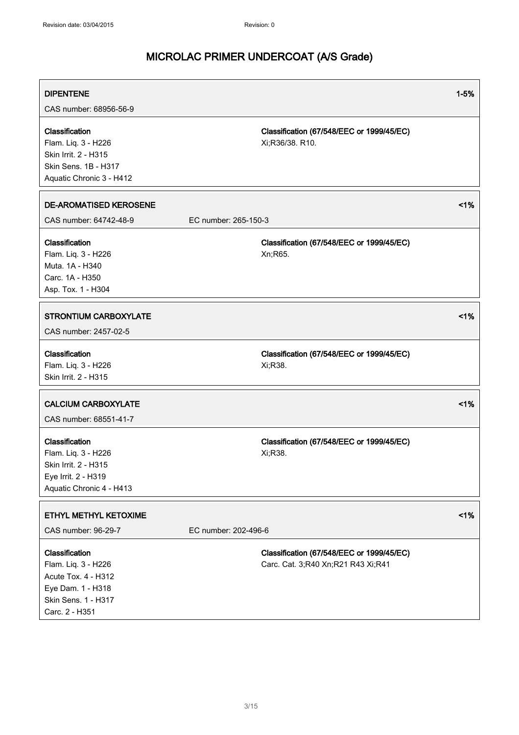| DIPENTENE | | 1-5% |
| --- | --- | --- |
| CAS number: 68956-56-9 | | |
| **Classification**<br>Flam. Liq. 3 - H226<br>Skin Irrit. 2 - H315<br>Skin Sens. 1B - H317<br>Aquatic Chronic 3 - H412 | **Classification (67/548/EEC or 1999/45/EC)**<br>Xi;R36/38. R10. | |

| DE-AROMATISED KEROSENE | | <1% |
| --- | --- | --- |
| CAS number: 64742-48-9 | EC number: 265-150-3 | |
| **Classification**<br>Flam. Liq. 3 - H226<br>Muta. 1A - H340<br>Carc. 1A - H350<br>Asp. Tox. 1 - H304 | **Classification (67/548/EEC or 1999/45/EC)**<br>Xn;R65. | |

| STRONTIUM CARBOXYLATE | | <1% |
| --- | --- | --- |
| CAS number: 2457-02-5 | | |
| **Classification**<br>Flam. Liq. 3 - H226<br>Skin Irrit. 2 - H315 | **Classification (67/548/EEC or 1999/45/EC)**<br>Xi;R38. | |

| CALCIUM CARBOXYLATE | | <1% |
| --- | --- | --- |
| CAS number: 68551-41-7 | | |
| **Classification**<br>Flam. Liq. 3 - H226<br>Skin Irrit. 2 - H315<br>Eye Irrit. 2 - H319<br>Aquatic Chronic 4 - H413 | **Classification (67/548/EEC or 1999/45/EC)**<br>Xi;R38. | |

| ETHYL METHYL KETOXIME | | <1% |
| --- | --- | --- |
| CAS number: 96-29-7 | EC number: 202-496-6 | |
| **Classification**<br>Flam. Liq. 3 - H226<br>Acute Tox. 4 - H312<br>Eye Dam. 1 - H318<br>Skin Sens. 1 - H317<br>Carc. 2 - H351 | **Classification (67/548/EEC or 1999/45/EC)**<br>Carc. Cat. 3;R40 Xn;R21 R43 Xi;R41 | |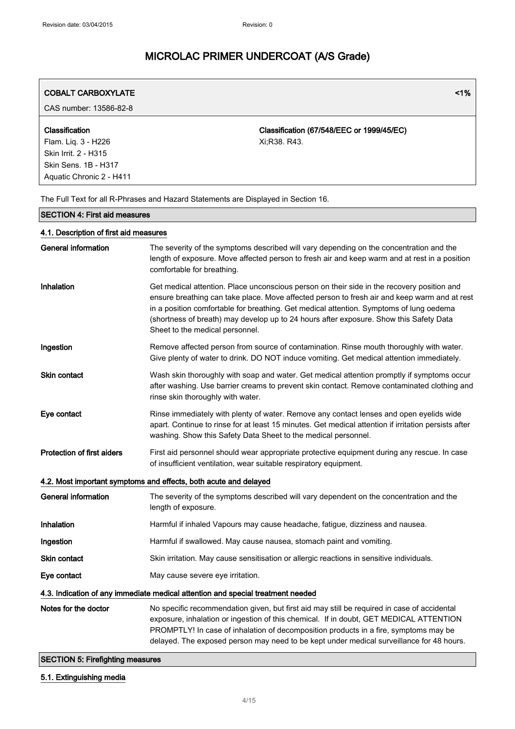| COBALT CARBOXYLATE | <1% |
|---|---|
| CAS number: 13586-82-8 | |
| **Classification**<br>Flam. Liq. 3 - H226<br>Skin Irrit. 2 - H315<br>Skin Sens. 1B - H317<br>Aquatic Chronic 2 - H411 | **Classification (67/548/EEC or 1999/45/EC)**<br>Xi;R38. R43. |

The Full Text for all R-Phrases and Hazard Statements are Displayed in Section 16.

## SECTION 4: First aid measures

### 4.1. Description of first aid measures

| | |
|---|---|
| **General information** | The severity of the symptoms described will vary depending on the concentration and the length of exposure. Move affected person to fresh air and keep warm and at rest in a position comfortable for breathing. |
| **Inhalation** | Get medical attention. Place unconscious person on their side in the recovery position and ensure breathing can take place. Move affected person to fresh air and keep warm and at rest in a position comfortable for breathing. Get medical attention. Symptoms of lung oedema (shortness of breath) may develop up to 24 hours after exposure. Show this Safety Data Sheet to the medical personnel. |
| **Ingestion** | Remove affected person from source of contamination. Rinse mouth thoroughly with water. Give plenty of water to drink. DO NOT induce vomiting. Get medical attention immediately. |
| **Skin contact** | Wash skin thoroughly with soap and water. Get medical attention promptly if symptoms occur after washing. Use barrier creams to prevent skin contact. Remove contaminated clothing and rinse skin thoroughly with water. |
| **Eye contact** | Rinse immediately with plenty of water. Remove any contact lenses and open eyelids wide apart. Continue to rinse for at least 15 minutes. Get medical attention if irritation persists after washing. Show this Safety Data Sheet to the medical personnel. |
| **Protection of first aiders** | First aid personnel should wear appropriate protective equipment during any rescue. In case of insufficient ventilation, wear suitable respiratory equipment. |

### 4.2. Most important symptoms and effects, both acute and delayed

| | |
|---|---|
| **General information** | The severity of the symptoms described will vary dependent on the concentration and the length of exposure. |
| **Inhalation** | Harmful if inhaled Vapours may cause headache, fatigue, dizziness and nausea. |
| **Ingestion** | Harmful if swallowed. May cause nausea, stomach paint and vomiting. |
| **Skin contact** | Skin irritation. May cause sensitisation or allergic reactions in sensitive individuals. |
| **Eye contact** | May cause severe eye irritation. |

### 4.3. Indication of any immediate medical attention and special treatment needed

| | |
|---|---|
| **Notes for the doctor** | No specific recommendation given, but first aid may still be required in case of accidental exposure, inhalation or ingestion of this chemical. If in doubt, GET MEDICAL ATTENTION PROMPTLY! In case of inhalation of decomposition products in a fire, symptoms may be delayed. The exposed person may need to be kept under medical surveillance for 48 hours. |

## SECTION 5: Firefighting measures

### 5.1. Extinguishing media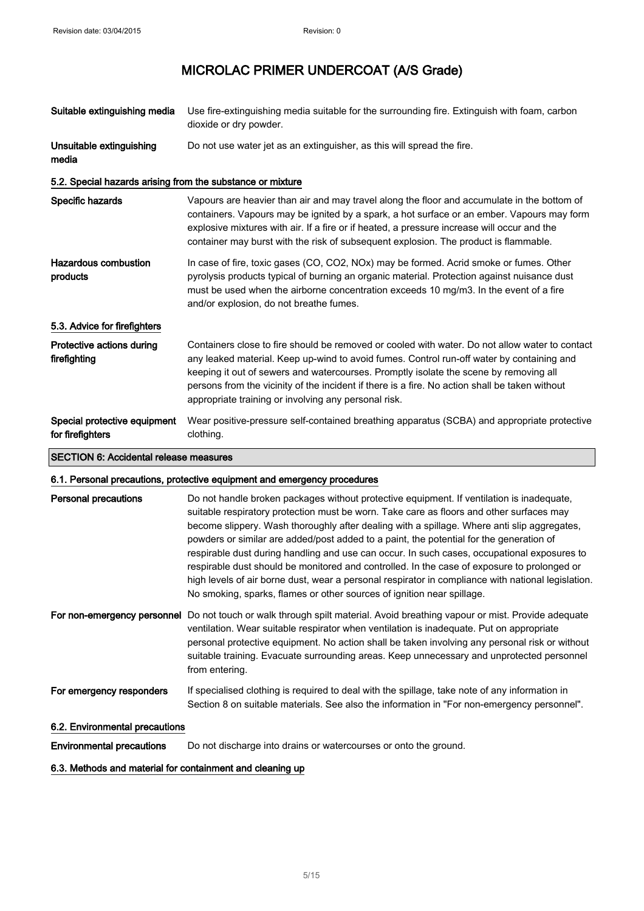**Suitable extinguishing media** Use fire-extinguishing media suitable for the surrounding fire. Extinguish with foam, carbon dioxide or dry powder.

**Unsuitable extinguishing media** Do not use water jet as an extinguisher, as this will spread the fire.

### 5.2. Special hazards arising from the substance or mixture

**Specific hazards** Vapours are heavier than air and may travel along the floor and accumulate in the bottom of containers. Vapours may be ignited by a spark, a hot surface or an ember. Vapours may form explosive mixtures with air. If a fire or if heated, a pressure increase will occur and the container may burst with the risk of subsequent explosion. The product is flammable.

**Hazardous combustion products** In case of fire, toxic gases (CO, $CO_2$, $NO_x$) may be formed. Acrid smoke or fumes. Other pyrolysis products typical of burning an organic material. Protection against nuisance dust must be used when the airborne concentration exceeds 10 mg/m3. In the event of a fire and/or explosion, do not breathe fumes.

### 5.3. Advice for firefighters

**Protective actions during firefighting** Containers close to fire should be removed or cooled with water. Do not allow water to contact any leaked material. Keep up-wind to avoid fumes. Control run-off water by containing and keeping it out of sewers and watercourses. Promptly isolate the scene by removing all persons from the vicinity of the incident if there is a fire. No action shall be taken without appropriate training or involving any personal risk.

**Special protective equipment for firefighters** Wear positive-pressure self-contained breathing apparatus (SCBA) and appropriate protective clothing.

## SECTION 6: Accidental release measures

### 6.1. Personal precautions, protective equipment and emergency procedures

**Personal precautions** Do not handle broken packages without protective equipment. If ventilation is inadequate, suitable respiratory protection must be worn. Take care as floors and other surfaces may become slippery. Wash thoroughly after dealing with a spillage. Where anti slip aggregates, powders or similar are added/post added to a paint, the potential for the generation of respirable dust during handling and use can occur. In such cases, occupational exposures to respirable dust should be monitored and controlled. In the case of exposure to prolonged or high levels of air borne dust, wear a personal respirator in compliance with national legislation. No smoking, sparks, flames or other sources of ignition near spillage.

**For non-emergency personnel** Do not touch or walk through spilt material. Avoid breathing vapour or mist. Provide adequate ventilation. Wear suitable respirator when ventilation is inadequate. Put on appropriate personal protective equipment. No action shall be taken involving any personal risk or without suitable training. Evacuate surrounding areas. Keep unnecessary and unprotected personnel from entering.

**For emergency responders** If specialised clothing is required to deal with the spillage, take note of any information in Section 8 on suitable materials. See also the information in "For non-emergency personnel".

### 6.2. Environmental precautions

**Environmental precautions** Do not discharge into drains or watercourses or onto the ground.

### 6.3. Methods and material for containment and cleaning up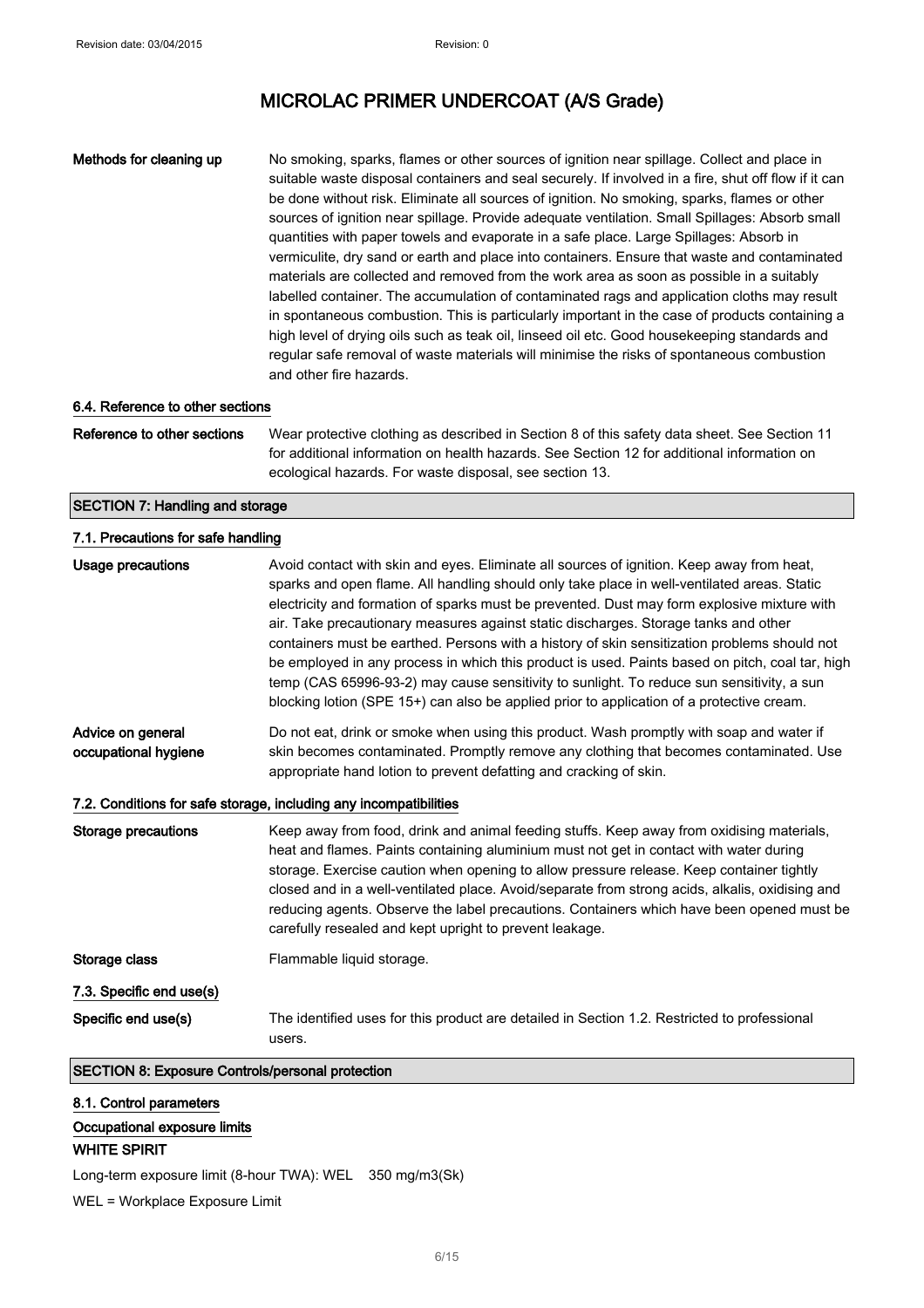| | |
|---|---|
| **Methods for cleaning up** | No smoking, sparks, flames or other sources of ignition near spillage. Collect and place in suitable waste disposal containers and seal securely. If involved in a fire, shut off flow if it can be done without risk. Eliminate all sources of ignition. No smoking, sparks, flames or other sources of ignition near spillage. Provide adequate ventilation. Small Spillages: Absorb small quantities with paper towels and evaporate in a safe place. Large Spillages: Absorb in vermiculite, dry sand or earth and place into containers. Ensure that waste and contaminated materials are collected and removed from the work area as soon as possible in a suitably labelled container. The accumulation of contaminated rags and application cloths may result in spontaneous combustion. This is particularly important in the case of products containing a high level of drying oils such as teak oil, linseed oil etc. Good housekeeping standards and regular safe removal of waste materials will minimise the risks of spontaneous combustion and other fire hazards. |

### 6.4. Reference to other sections

| | |
|---|---|
| **Reference to other sections** | Wear protective clothing as described in Section 8 of this safety data sheet. See Section 11 for additional information on health hazards. See Section 12 for additional information on ecological hazards. For waste disposal, see section 13. |

## SECTION 7: Handling and storage

### 7.1. Precautions for safe handling

| | |
|---|---|
| **Usage precautions** | Avoid contact with skin and eyes. Eliminate all sources of ignition. Keep away from heat, sparks and open flame. All handling should only take place in well-ventilated areas. Static electricity and formation of sparks must be prevented. Dust may form explosive mixture with air. Take precautionary measures against static discharges. Storage tanks and other containers must be earthed. Persons with a history of skin sensitization problems should not be employed in any process in which this product is used. Paints based on pitch, coal tar, high temp (CAS 65996-93-2) may cause sensitivity to sunlight. To reduce sun sensitivity, a sun blocking lotion (SPE 15+) can also be applied prior to application of a protective cream. |
| **Advice on general occupational hygiene** | Do not eat, drink or smoke when using this product. Wash promptly with soap and water if skin becomes contaminated. Promptly remove any clothing that becomes contaminated. Use appropriate hand lotion to prevent defatting and cracking of skin. |

### 7.2. Conditions for safe storage, including any incompatibilities

| | |
|---|---|
| **Storage precautions** | Keep away from food, drink and animal feeding stuffs. Keep away from oxidising materials, heat and flames. Paints containing aluminium must not get in contact with water during storage. Exercise caution when opening to allow pressure release. Keep container tightly closed and in a well-ventilated place. Avoid/separate from strong acids, alkalis, oxidising and reducing agents. Observe the label precautions. Containers which have been opened must be carefully resealed and kept upright to prevent leakage. |
| **Storage class** | Flammable liquid storage. |

### 7.3. Specific end use(s)

| | |
|---|---|
| **Specific end use(s)** | The identified uses for this product are detailed in Section 1.2. Restricted to professional users. |

## SECTION 8: Exposure Controls/personal protection

### 8.1. Control parameters

**Occupational exposure limits**

**WHITE SPIRIT**

Long-term exposure limit (8-hour TWA): WEL 350 mg/m3(Sk)

WEL = Workplace Exposure Limit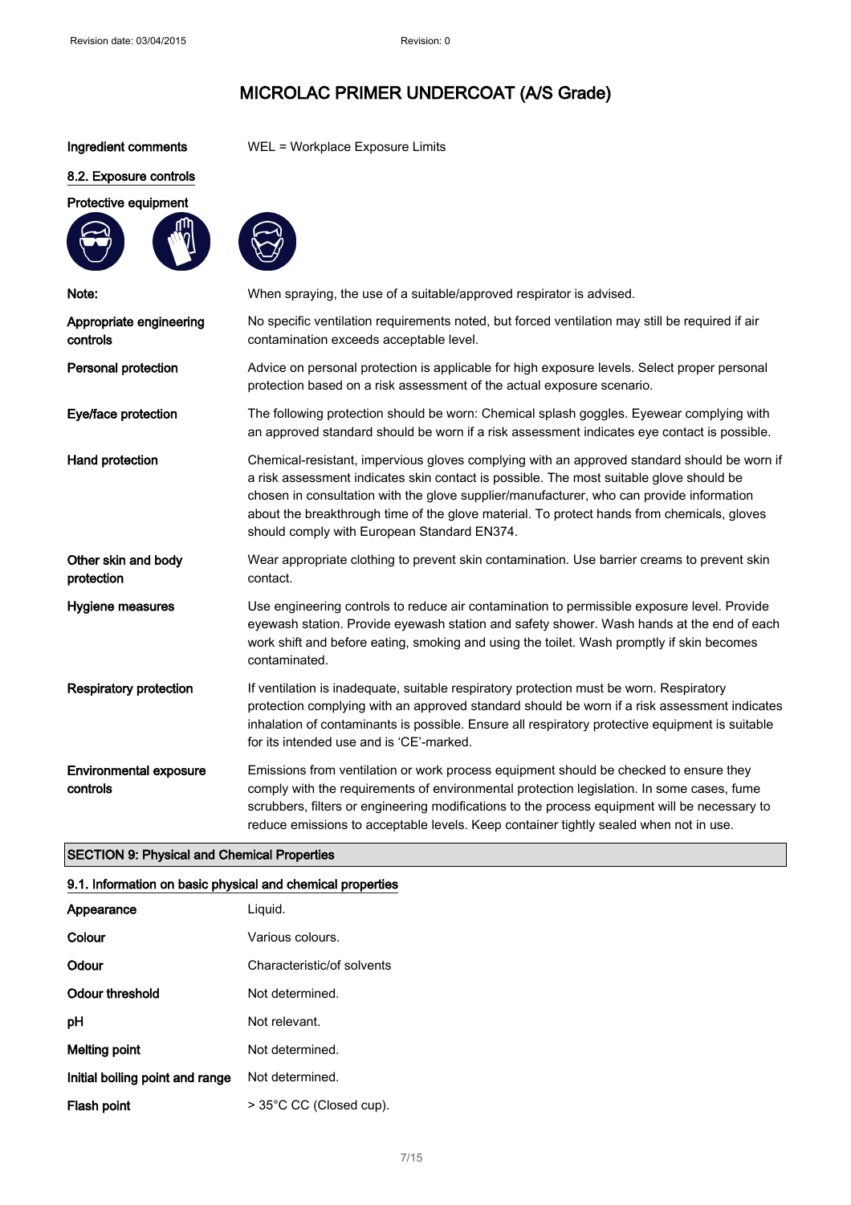| | |
|---|---|
| **Ingredient comments** | WEL = Workplace Exposure Limits |

### 8.2. Exposure controls

**Protective equipment**

| | |
|---|---|
| **Note:** | When spraying, the use of a suitable/approved respirator is advised. |
| **Appropriate engineering controls** | No specific ventilation requirements noted, but forced ventilation may still be required if air contamination exceeds acceptable level. |
| **Personal protection** | Advice on personal protection is applicable for high exposure levels. Select proper personal protection based on a risk assessment of the actual exposure scenario. |
| **Eye/face protection** | The following protection should be worn: Chemical splash goggles. Eyewear complying with an approved standard should be worn if a risk assessment indicates eye contact is possible. |
| **Hand protection** | Chemical-resistant, impervious gloves complying with an approved standard should be worn if a risk assessment indicates skin contact is possible. The most suitable glove should be chosen in consultation with the glove supplier/manufacturer, who can provide information about the breakthrough time of the glove material. To protect hands from chemicals, gloves should comply with European Standard EN374. |
| **Other skin and body protection** | Wear appropriate clothing to prevent skin contamination. Use barrier creams to prevent skin contact. |
| **Hygiene measures** | Use engineering controls to reduce air contamination to permissible exposure level. Provide eyewash station. Provide eyewash station and safety shower. Wash hands at the end of each work shift and before eating, smoking and using the toilet. Wash promptly if skin becomes contaminated. |
| **Respiratory protection** | If ventilation is inadequate, suitable respiratory protection must be worn. Respiratory protection complying with an approved standard should be worn if a risk assessment indicates inhalation of contaminants is possible. Ensure all respiratory protective equipment is suitable for its intended use and is 'CE'-marked. |
| **Environmental exposure controls** | Emissions from ventilation or work process equipment should be checked to ensure they comply with the requirements of environmental protection legislation. In some cases, fume scrubbers, filters or engineering modifications to the process equipment will be necessary to reduce emissions to acceptable levels. Keep container tightly sealed when not in use. |

## SECTION 9: Physical and Chemical Properties

### 9.1. Information on basic physical and chemical properties

| | |
|---|---|
| **Appearance** | Liquid. |
| **Colour** | Various colours. |
| **Odour** | Characteristic/of solvents |
| **Odour threshold** | Not determined. |
| **pH** | Not relevant. |
| **Melting point** | Not determined. |
| **Initial boiling point and range** | Not determined. |
| **Flash point** | > 35°C CC (Closed cup). |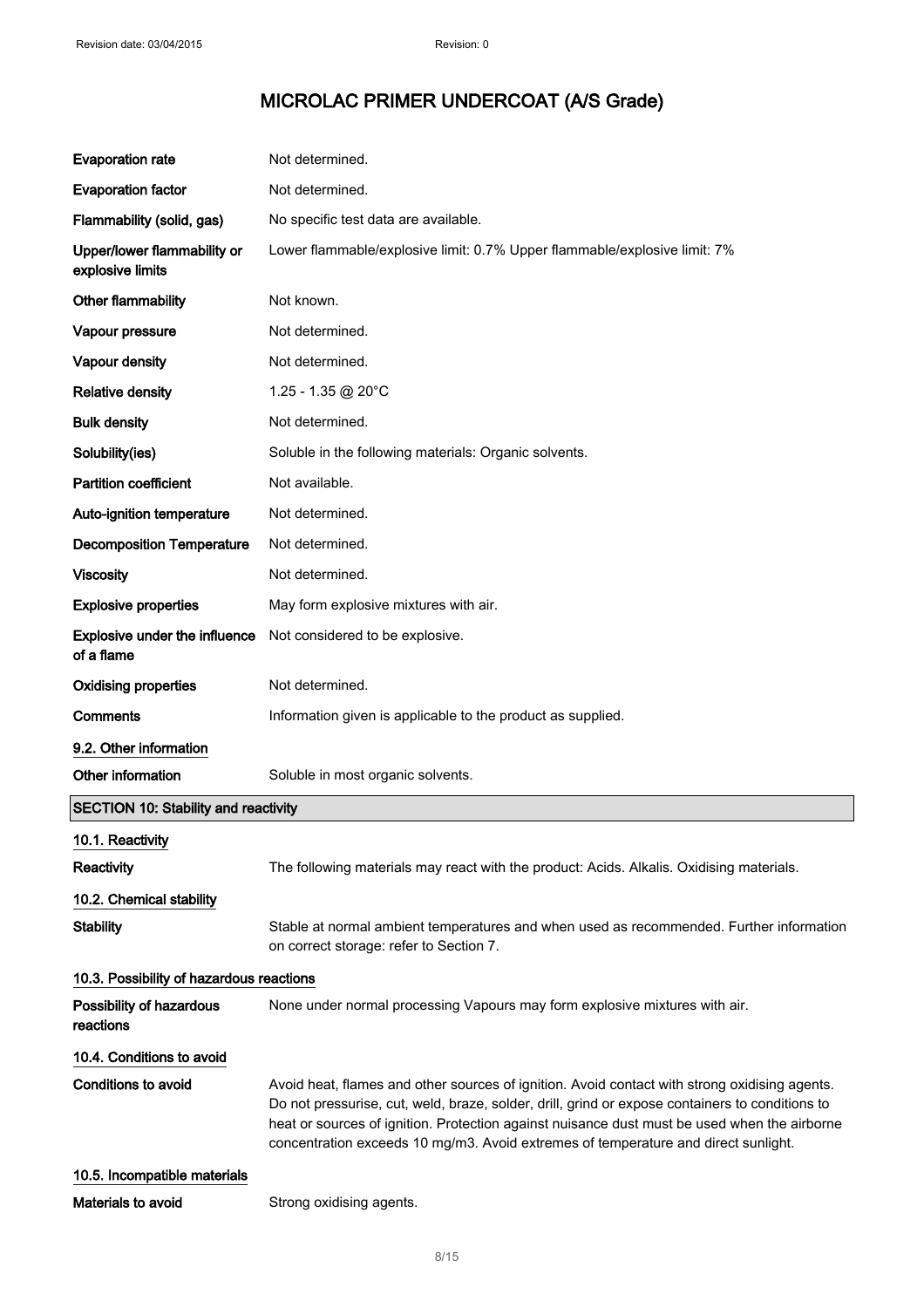| | |
|---|---|
| **Evaporation rate** | Not determined. |
| **Evaporation factor** | Not determined. |
| **Flammability (solid, gas)** | No specific test data are available. |
| **Upper/lower flammability or explosive limits** | Lower flammable/explosive limit: 0.7% Upper flammable/explosive limit: 7% |
| **Other flammability** | Not known. |
| **Vapour pressure** | Not determined. |
| **Vapour density** | Not determined. |
| **Relative density** | 1.25 - 1.35 @ 20°C |
| **Bulk density** | Not determined. |
| **Solubility(ies)** | Soluble in the following materials: Organic solvents. |
| **Partition coefficient** | Not available. |
| **Auto-ignition temperature** | Not determined. |
| **Decomposition Temperature** | Not determined. |
| **Viscosity** | Not determined. |
| **Explosive properties** | May form explosive mixtures with air. |
| **Explosive under the influence of a flame** | Not considered to be explosive. |
| **Oxidising properties** | Not determined. |
| **Comments** | Information given is applicable to the product as supplied. |

### 9.2. Other information

| | |
|---|---|
| **Other information** | Soluble in most organic solvents. |

## SECTION 10: Stability and reactivity

### 10.1. Reactivity

| | |
|---|---|
| **Reactivity** | The following materials may react with the product: Acids. Alkalis. Oxidising materials. |

### 10.2. Chemical stability

| | |
|---|---|
| **Stability** | Stable at normal ambient temperatures and when used as recommended. Further information on correct storage: refer to Section 7. |

### 10.3. Possibility of hazardous reactions

| | |
|---|---|
| **Possibility of hazardous reactions** | None under normal processing Vapours may form explosive mixtures with air. |

### 10.4. Conditions to avoid

| | |
|---|---|
| **Conditions to avoid** | Avoid heat, flames and other sources of ignition. Avoid contact with strong oxidising agents. Do not pressurise, cut, weld, braze, solder, drill, grind or expose containers to conditions to heat or sources of ignition. Protection against nuisance dust must be used when the airborne concentration exceeds 10 mg/m3. Avoid extremes of temperature and direct sunlight. |

### 10.5. Incompatible materials

| | |
|---|---|
| **Materials to avoid** | Strong oxidising agents. |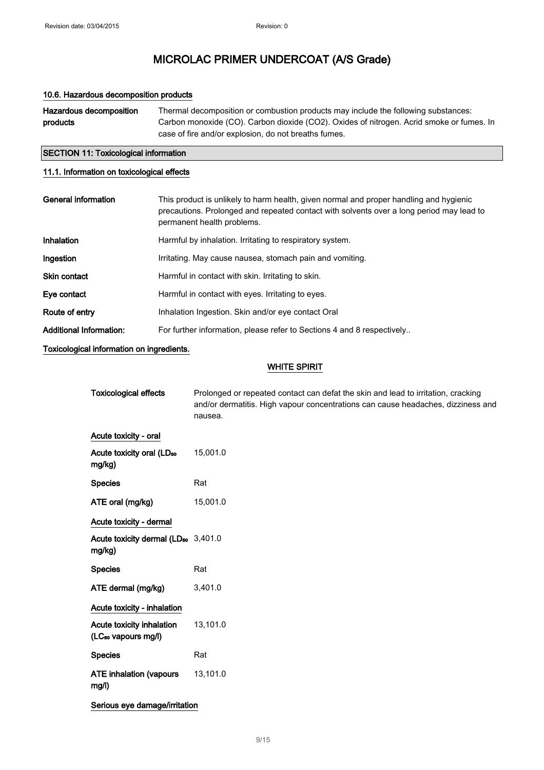# MICROLAC PRIMER UNDERCOAT (A/S Grade)

#### 10.6. Hazardous decomposition products

| | |
|---|---|
| **Hazardous decomposition products** | Thermal decomposition or combustion products may include the following substances: Carbon monoxide (CO). Carbon dioxide (CO2). Oxides of nitrogen. Acrid smoke or fumes. In case of fire and/or explosion, do not breaths fumes. |

## SECTION 11: Toxicological information

#### 11.1. Information on toxicological effects

| | |
|---|---|
| **General information** | This product is unlikely to harm health, given normal and proper handling and hygienic precautions. Prolonged and repeated contact with solvents over a long period may lead to permanent health problems. |
| **Inhalation** | Harmful by inhalation. Irritating to respiratory system. |
| **Ingestion** | Irritating. May cause nausea, stomach pain and vomiting. |
| **Skin contact** | Harmful in contact with skin. Irritating to skin. |
| **Eye contact** | Harmful in contact with eyes. Irritating to eyes. |
| **Route of entry** | Inhalation Ingestion. Skin and/or eye contact Oral |
| **Additional Information:** | For further information, please refer to Sections 4 and 8 respectively.. |

#### Toxicological information on ingredients.

##### WHITE SPIRIT

| | |
|---|---|
| **Toxicological effects** | Prolonged or repeated contact can defat the skin and lead to irritation, cracking and/or dermatitis. High vapour concentrations can cause headaches, dizziness and nausea. |

**Acute toxicity - oral**

| | |
|---|---|
| **Acute toxicity oral ($LD_{50}$ mg/kg)** | 15,001.0 |
| **Species** | Rat |
| **ATE oral (mg/kg)** | 15,001.0 |

**Acute toxicity - dermal**

| | |
|---|---|
| **Acute toxicity dermal ($LD_{50}$ mg/kg)** | 3,401.0 |
| **Species** | Rat |
| **ATE dermal (mg/kg)** | 3,401.0 |

**Acute toxicity - inhalation**

| | |
|---|---|
| **Acute toxicity inhalation ($LC_{50}$ vapours mg/l)** | 13,101.0 |
| **Species** | Rat |
| **ATE inhalation (vapours mg/l)** | 13,101.0 |

**Serious eye damage/irritation**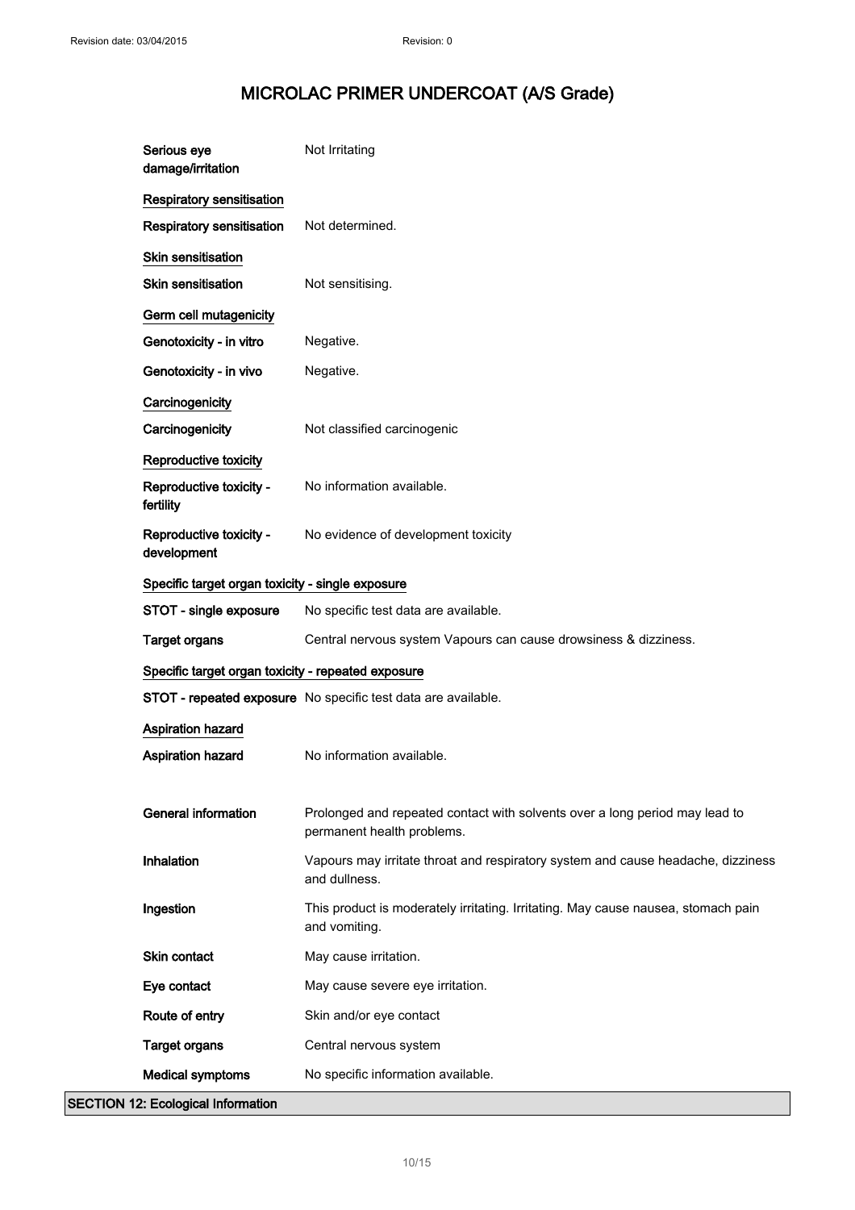**Serious eye damage/irritation** Not Irritating

**Respiratory sensitisation**

**Respiratory sensitisation** Not determined.

**Skin sensitisation**

**Skin sensitisation** Not sensitising.

**Germ cell mutagenicity**

**Genotoxicity - in vitro** Negative.

**Genotoxicity - in vivo** Negative.

**Carcinogenicity**

**Carcinogenicity** Not classified carcinogenic

**Reproductive toxicity**

**Reproductive toxicity - fertility** No information available.

**Reproductive toxicity - development** No evidence of development toxicity

**Specific target organ toxicity - single exposure**

**STOT - single exposure** No specific test data are available.

**Target organs** Central nervous system Vapours can cause drowsiness & dizziness.

**Specific target organ toxicity - repeated exposure**

**STOT - repeated exposure** No specific test data are available.

**Aspiration hazard**

**Aspiration hazard** No information available.

**General information** Prolonged and repeated contact with solvents over a long period may lead to permanent health problems.

**Inhalation** Vapours may irritate throat and respiratory system and cause headache, dizziness and dullness.

**Ingestion** This product is moderately irritating. Irritating. May cause nausea, stomach pain and vomiting.

**Skin contact** May cause irritation.

**Eye contact** May cause severe eye irritation.

**Route of entry** Skin and/or eye contact

**Target organs** Central nervous system

**Medical symptoms** No specific information available.

## SECTION 12: Ecological Information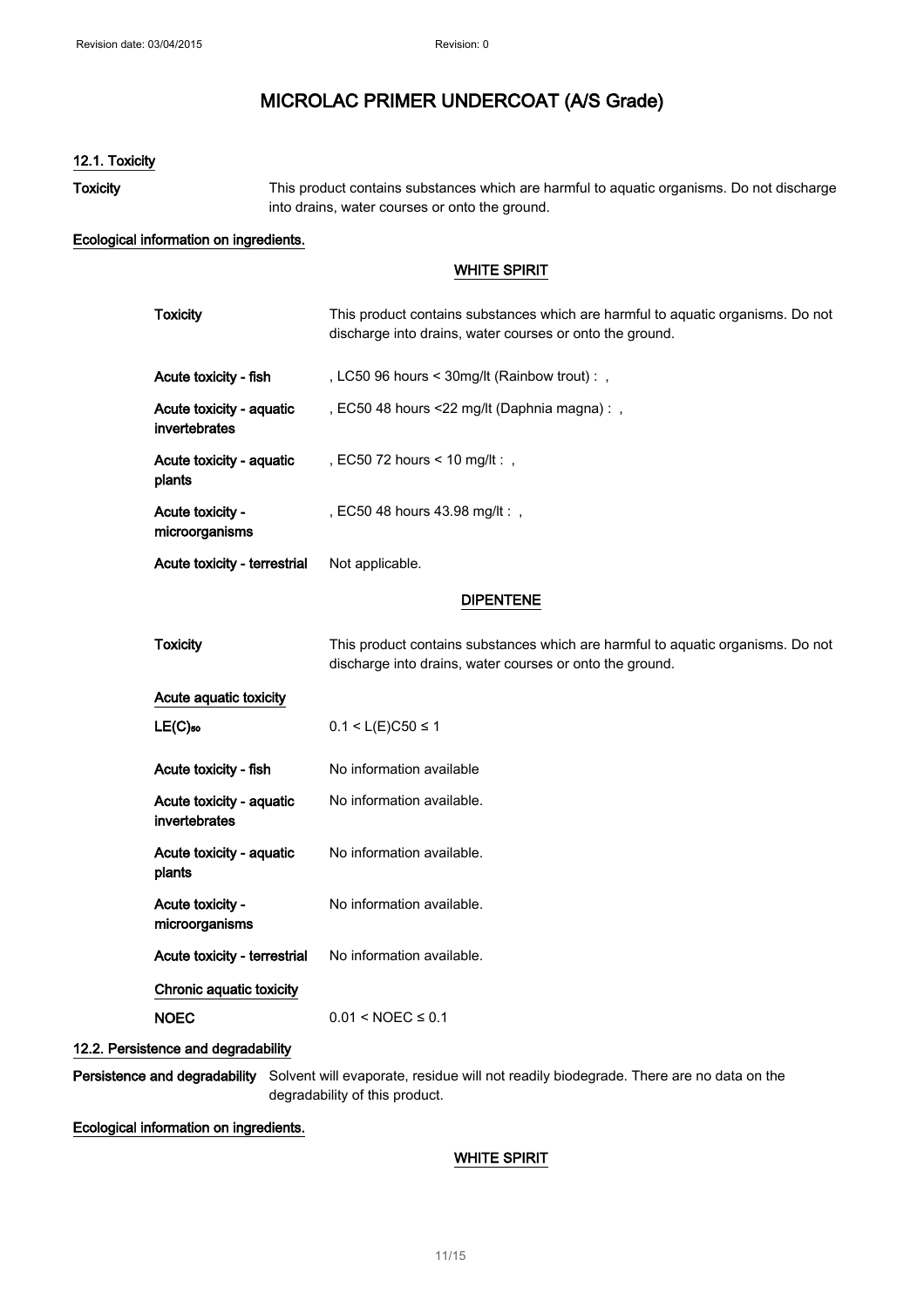# MICROLAC PRIMER UNDERCOAT (A/S Grade)

### 12.1. Toxicity

**Toxicity** This product contains substances which are harmful to aquatic organisms. Do not discharge into drains, water courses or onto the ground.

**Ecological information on ingredients.**

**WHITE SPIRIT**

| | |
|---|---|
| **Toxicity** | This product contains substances which are harmful to aquatic organisms. Do not discharge into drains, water courses or onto the ground. |
| **Acute toxicity - fish** | , LC50 96 hours < 30mg/lt (Rainbow trout) : , |
| **Acute toxicity - aquatic invertebrates** | , EC50 48 hours <22 mg/lt (Daphnia magna) : , |
| **Acute toxicity - aquatic plants** | , EC50 72 hours < 10 mg/lt : , |
| **Acute toxicity - microorganisms** | , EC50 48 hours 43.98 mg/lt : , |
| **Acute toxicity - terrestrial** | Not applicable. |

**DIPENTENE**

| | |
|---|---|
| **Toxicity** | This product contains substances which are harmful to aquatic organisms. Do not discharge into drains, water courses or onto the ground. |
| **Acute aquatic toxicity** | |
| **$LE(C)_{50}$** | $0.1 < L(E)C50 \leq 1$ |
| **Acute toxicity - fish** | No information available |
| **Acute toxicity - aquatic invertebrates** | No information available. |
| **Acute toxicity - aquatic plants** | No information available. |
| **Acute toxicity - microorganisms** | No information available. |
| **Acute toxicity - terrestrial** | No information available. |
| **Chronic aquatic toxicity** | |
| **NOEC** | $0.01 < NOEC \leq 0.1$ |

### 12.2. Persistence and degradability

**Persistence and degradability** Solvent will evaporate, residue will not readily biodegrade. There are no data on the degradability of this product.

**Ecological information on ingredients.**

**WHITE SPIRIT**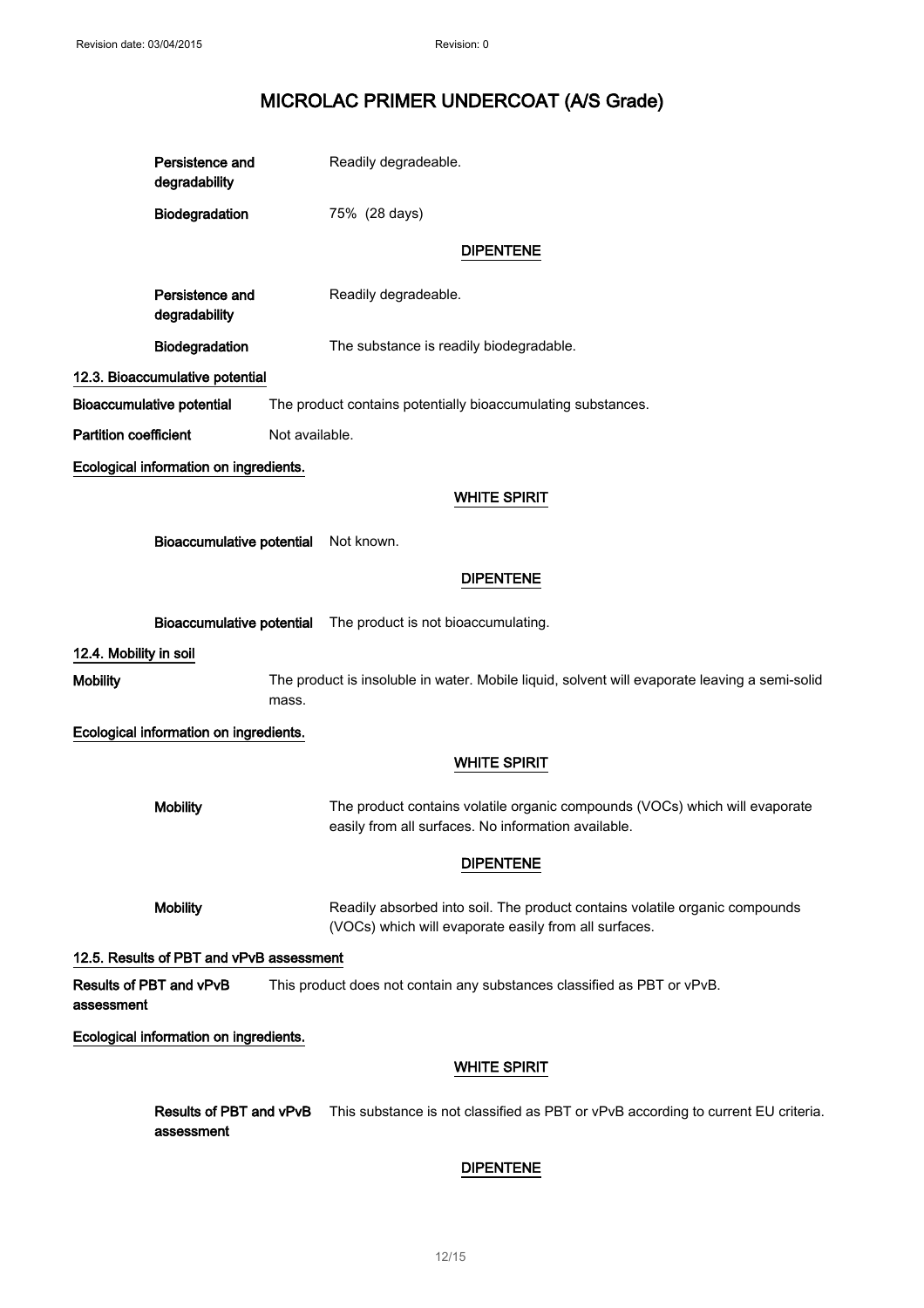Persistence and degradability: Readily degradeable.

Biodegradation: 75% (28 days)

**DIPENTENE**

Persistence and degradability: Readily degradeable.

Biodegradation: The substance is readily biodegradable.

### 12.3. Bioaccumulative potential

**Bioaccumulative potential** The product contains potentially bioaccumulating substances.

**Partition coefficient** Not available.

**Ecological information on ingredients.**

**WHITE SPIRIT**

**Bioaccumulative potential** Not known.

**DIPENTENE**

**Bioaccumulative potential** The product is not bioaccumulating.

### 12.4. Mobility in soil

**Mobility** The product is insoluble in water. Mobile liquid, solvent will evaporate leaving a semi-solid mass.

**Ecological information on ingredients.**

**WHITE SPIRIT**

**Mobility** The product contains volatile organic compounds (VOCs) which will evaporate easily from all surfaces. No information available.

**DIPENTENE**

**Mobility** Readily absorbed into soil. The product contains volatile organic compounds (VOCs) which will evaporate easily from all surfaces.

### 12.5. Results of PBT and vPvB assessment

**Results of PBT and vPvB assessment** This product does not contain any substances classified as PBT or vPvB.

**Ecological information on ingredients.**

**WHITE SPIRIT**

**Results of PBT and vPvB assessment** This substance is not classified as PBT or vPvB according to current EU criteria.

**DIPENTENE**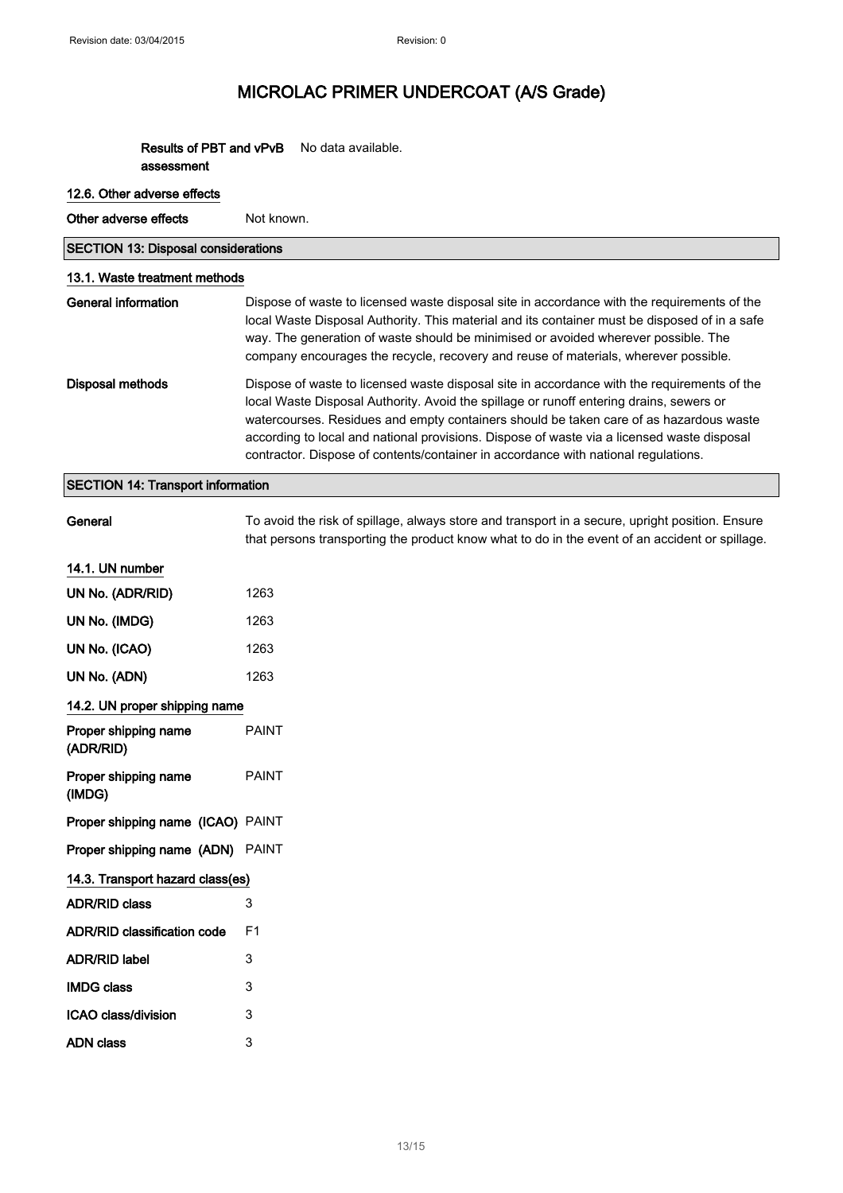# MICROLAC PRIMER UNDERCOAT (A/S Grade)

**Results of PBT and vPvB assessment** No data available.

### 12.6. Other adverse effects

**Other adverse effects** Not known.

## SECTION 13: Disposal considerations

### 13.1. Waste treatment methods

**General information** Dispose of waste to licensed waste disposal site in accordance with the requirements of the local Waste Disposal Authority. This material and its container must be disposed of in a safe way. The generation of waste should be minimised or avoided wherever possible. The company encourages the recycle, recovery and reuse of materials, wherever possible.

**Disposal methods** Dispose of waste to licensed waste disposal site in accordance with the requirements of the local Waste Disposal Authority. Avoid the spillage or runoff entering drains, sewers or watercourses. Residues and empty containers should be taken care of as hazardous waste according to local and national provisions. Dispose of waste via a licensed waste disposal contractor. Dispose of contents/container in accordance with national regulations.

## SECTION 14: Transport information

**General** To avoid the risk of spillage, always store and transport in a secure, upright position. Ensure that persons transporting the product know what to do in the event of an accident or spillage.

### 14.1. UN number

**UN No. (ADR/RID)** 1263

**UN No. (IMDG)** 1263

**UN No. (ICAO)** 1263

**UN No. (ADN)** 1263

### 14.2. UN proper shipping name

**Proper shipping name (ADR/RID)** PAINT

**Proper shipping name (IMDG)** PAINT

**Proper shipping name (ICAO)** PAINT

**Proper shipping name (ADN)** PAINT

### 14.3. Transport hazard class(es)

**ADR/RID class** 3

**ADR/RID classification code** F1

**ADR/RID label** 3

**IMDG class** 3

**ICAO class/division** 3

**ADN class** 3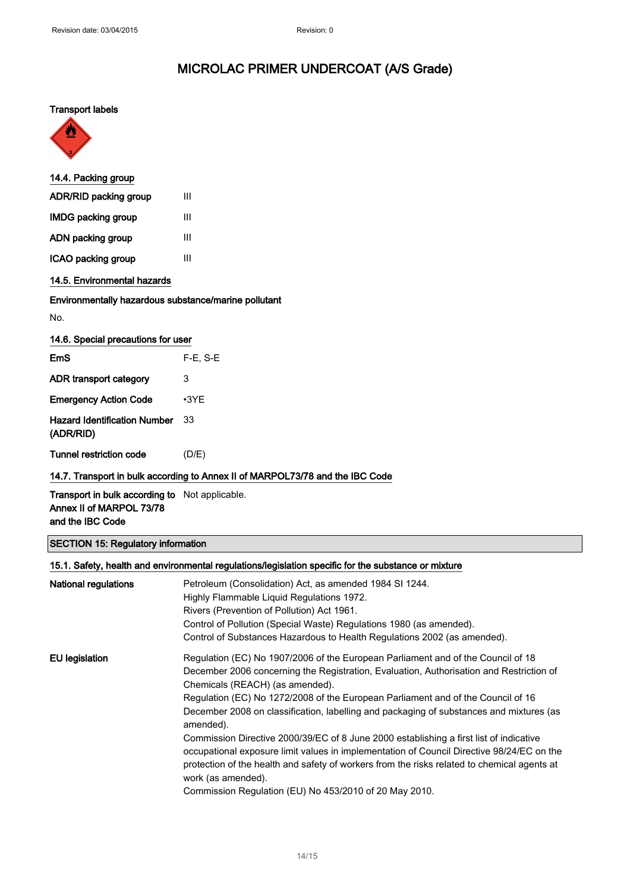**Transport labels**

#### 14.4. Packing group

| | |
|---|---|
| **ADR/RID packing group** | III |
| **IMDG packing group** | III |
| **ADN packing group** | III |
| **ICAO packing group** | III |

#### 14.5. Environmental hazards

**Environmentally hazardous substance/marine pollutant**

No.

#### 14.6. Special precautions for user

| | |
|---|---|
| **EmS** | F-E, S-E |
| **ADR transport category** | 3 |
| **Emergency Action Code** | •3YE |
| **Hazard Identification Number (ADR/RID)** | 33 |
| **Tunnel restriction code** | (D/E) |

#### 14.7. Transport in bulk according to Annex II of MARPOL73/78 and the IBC Code

| | |
|---|---|
| **Transport in bulk according to Annex II of MARPOL 73/78 and the IBC Code** | Not applicable. |

## SECTION 15: Regulatory information

#### 15.1. Safety, health and environmental regulations/legislation specific for the substance or mixture

**National regulations**

Petroleum (Consolidation) Act, as amended 1984 SI 1244.
Highly Flammable Liquid Regulations 1972.
Rivers (Prevention of Pollution) Act 1961.
Control of Pollution (Special Waste) Regulations 1980 (as amended).
Control of Substances Hazardous to Health Regulations 2002 (as amended).

**EU legislation**

Regulation (EC) No 1907/2006 of the European Parliament and of the Council of 18 December 2006 concerning the Registration, Evaluation, Authorisation and Restriction of Chemicals (REACH) (as amended).
Regulation (EC) No 1272/2008 of the European Parliament and of the Council of 16 December 2008 on classification, labelling and packaging of substances and mixtures (as amended).
Commission Directive 2000/39/EC of 8 June 2000 establishing a first list of indicative occupational exposure limit values in implementation of Council Directive 98/24/EC on the protection of the health and safety of workers from the risks related to chemical agents at work (as amended).
Commission Regulation (EU) No 453/2010 of 20 May 2010.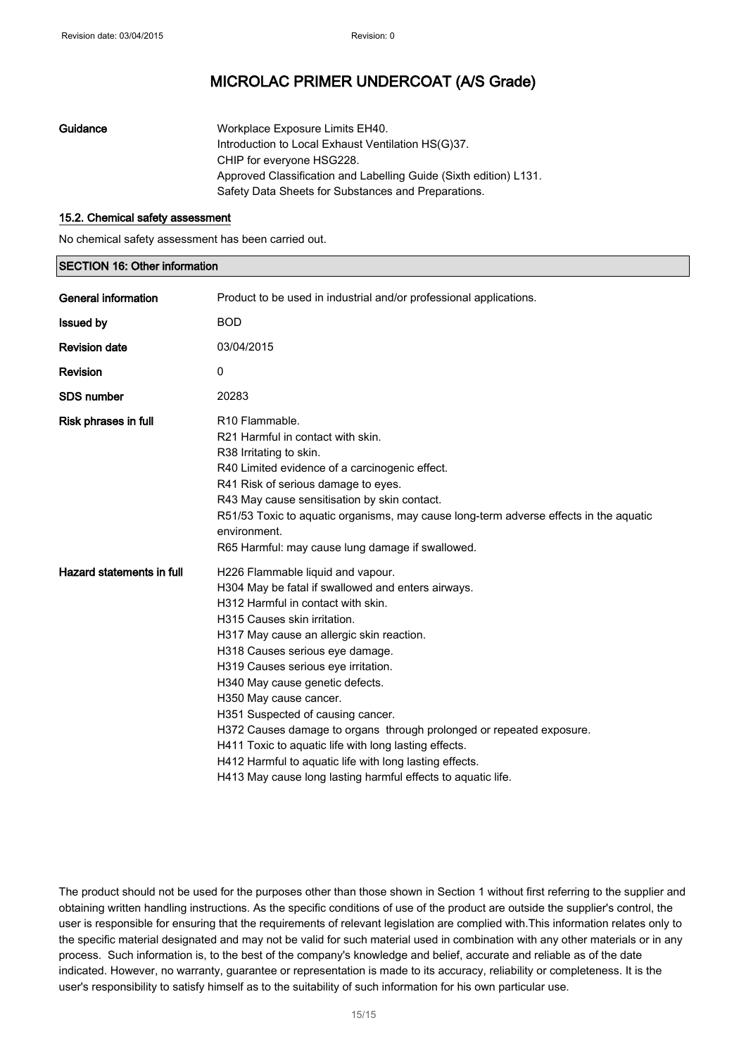# MICROLAC PRIMER UNDERCOAT (A/S Grade)

| | |
|---|---|
| **Guidance** | Workplace Exposure Limits EH40.<br>Introduction to Local Exhaust Ventilation HS(G)37.<br>CHIP for everyone HSG228.<br>Approved Classification and Labelling Guide (Sixth edition) L131.<br>Safety Data Sheets for Substances and Preparations. |

### 15.2. Chemical safety assessment

No chemical safety assessment has been carried out.

## SECTION 16: Other information

| | |
|---|---|
| **General information** | Product to be used in industrial and/or professional applications. |
| **Issued by** | BOD |
| **Revision date** | 03/04/2015 |
| **Revision** | 0 |
| **SDS number** | 20283 |
| **Risk phrases in full** | R10 Flammable.<br>R21 Harmful in contact with skin.<br>R38 Irritating to skin.<br>R40 Limited evidence of a carcinogenic effect.<br>R41 Risk of serious damage to eyes.<br>R43 May cause sensitisation by skin contact.<br>R51/53 Toxic to aquatic organisms, may cause long-term adverse effects in the aquatic environment.<br>R65 Harmful: may cause lung damage if swallowed. |
| **Hazard statements in full** | H226 Flammable liquid and vapour.<br>H304 May be fatal if swallowed and enters airways.<br>H312 Harmful in contact with skin.<br>H315 Causes skin irritation.<br>H317 May cause an allergic skin reaction.<br>H318 Causes serious eye damage.<br>H319 Causes serious eye irritation.<br>H340 May cause genetic defects.<br>H350 May cause cancer.<br>H351 Suspected of causing cancer.<br>H372 Causes damage to organs through prolonged or repeated exposure.<br>H411 Toxic to aquatic life with long lasting effects.<br>H412 Harmful to aquatic life with long lasting effects.<br>H413 May cause long lasting harmful effects to aquatic life. |

The product should not be used for the purposes other than those shown in Section 1 without first referring to the supplier and obtaining written handling instructions. As the specific conditions of use of the product are outside the supplier's control, the user is responsible for ensuring that the requirements of relevant legislation are complied with.This information relates only to the specific material designated and may not be valid for such material used in combination with any other materials or in any process. Such information is, to the best of the company's knowledge and belief, accurate and reliable as of the date indicated. However, no warranty, guarantee or representation is made to its accuracy, reliability or completeness. It is the user's responsibility to satisfy himself as to the suitability of such information for his own particular use.